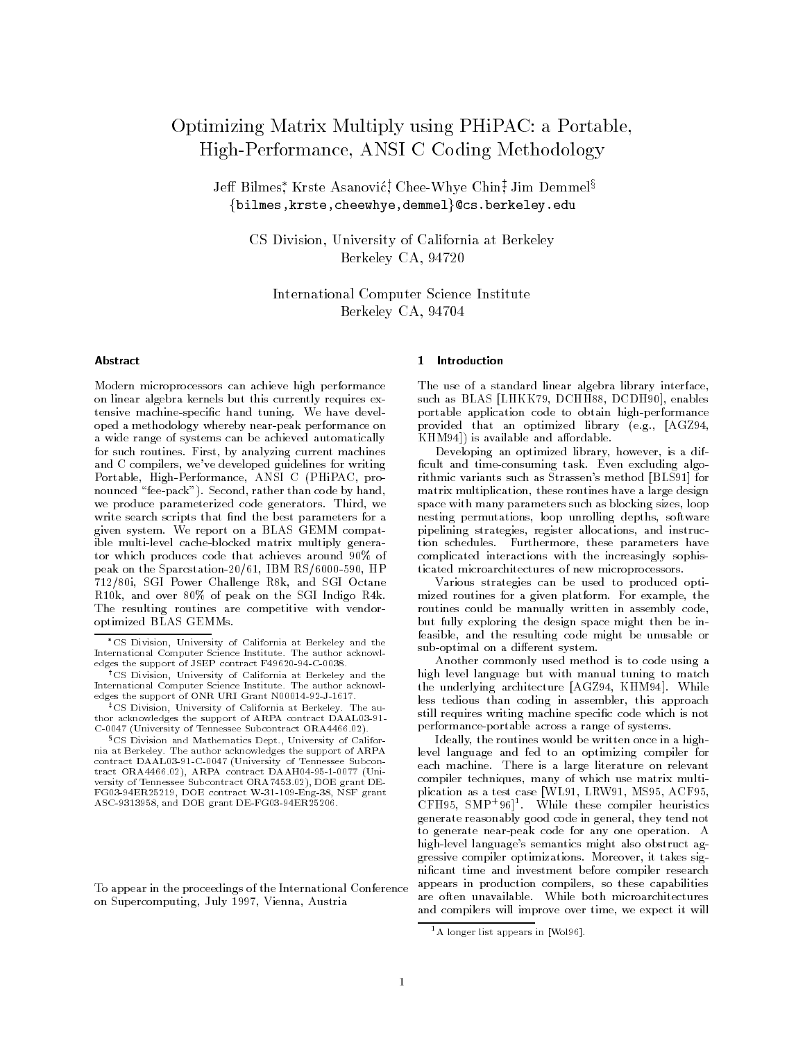# Optimizing Matrix Multiply using PHiPAC: a Portable, High-Performance, ANSI C Coding Methodology

Jeff Bilmes[*], Krste Asanović[†], Chee-Whye Chin[‡], Jim Demmel[§]
{bilmes,krste,cheewhye,demmel}@cs.berkeley.edu

CS Division, University of California at Berkeley
Berkeley CA, 94720

International Computer Science Institute
Berkeley CA, 94704

### Abstract

Modern microprocessors can achieve high performance on linear algebra kernels but this currently requires extensive machine-specific hand tuning. We have developed a methodology whereby near-peak performance on a wide range of systems can be achieved automatically for such routines. First, by analyzing current machines and C compilers, we've developed guidelines for writing Portable, High-Performance, ANSI C (PHiPAC, pronounced "fee-pack"). Second, rather than code by hand, we produce parameterized code generators. Third, we write search scripts that find the best parameters for a given system. We report on a BLAS GEMM compatible multi-level cache-blocked matrix multiply generator which produces code that achieves around 90% of peak on the Sparcstation-20/61, IBM RS/6000-590, HP 712/80i, SGI Power Challenge R8k, and SGI Octane R10k, and over 80% of peak on the SGI Indigo R4k. The resulting routines are competitive with vendor-optimized BLAS GEMMs.

[*] CS Division, University of California at Berkeley and the International Computer Science Institute. The author acknowledges the support of JSEP contract F49620-94-C-0038.

[†] CS Division, University of California at Berkeley and the International Computer Science Institute. The author acknowledges the support of ONR URI Grant N00014-92-J-1617.

[‡] CS Division, University of California at Berkeley. The author acknowledges the support of ARPA contract DAAL03-91-C-0047 (University of Tennessee Subcontract ORA4466.02).

[§] CS Division and Mathematics Dept., University of California at Berkeley. The author acknowledges the support of ARPA contract DAAL03-91-C-0047 (University of Tennessee Subcontract ORA4466.02), ARPA contract DAAH04-95-1-0077 (University of Tennessee Subcontract ORA7453.02), DOE grant DE-FG03-94ER25219, DOE contract W-31-109-Eng-38, NSF grant ASC-9313958, and DOE grant DE-FG03-94ER25206.

To appear in the proceedings of the International Conference on Supercomputing, July 1997, Vienna, Austria

## 1 Introduction

The use of a standard linear algebra library interface, such as BLAS [LHKK79, DCHH88, DCDH90], enables portable application code to obtain high-performance provided that an optimized library (e.g., [AGZ94, KHM94]) is available and affordable.

Developing an optimized library, however, is a difficult and time-consuming task. Even excluding algorithmic variants such as Strassen's method [BLS91] for matrix multiplication, these routines have a large design space with many parameters such as blocking sizes, loop nesting permutations, loop unrolling depths, software pipelining strategies, register allocations, and instruction schedules. Furthermore, these parameters have complicated interactions with the increasingly sophisticated microarchitectures of new microprocessors.

Various strategies can be used to produced optimized routines for a given platform. For example, the routines could be manually written in assembly code, but fully exploring the design space might then be infeasible, and the resulting code might be unusable or sub-optimal on a different system.

Another commonly used method is to code using a high level language but with manual tuning to match the underlying architecture [AGZ94, KHM94]. While less tedious than coding in assembler, this approach still requires writing machine specific code which is not performance-portable across a range of systems.

Ideally, the routines would be written once in a high-level language and fed to an optimizing compiler for each machine. There is a large literature on relevant compiler techniques, many of which use matrix multiplication as a test case [WL91, LRW91, MS95, ACF95, CFH95, SMP+96][1]. While these compiler heuristics generate reasonably good code in general, they tend not to generate near-peak code for any one operation. A high-level language's semantics might also obstruct aggressive compiler optimizations. Moreover, it takes significant time and investment before compiler research appears in production compilers, so these capabilities are often unavailable. While both microarchitectures and compilers will improve over time, we expect it will

[1] A longer list appears in [Wol96].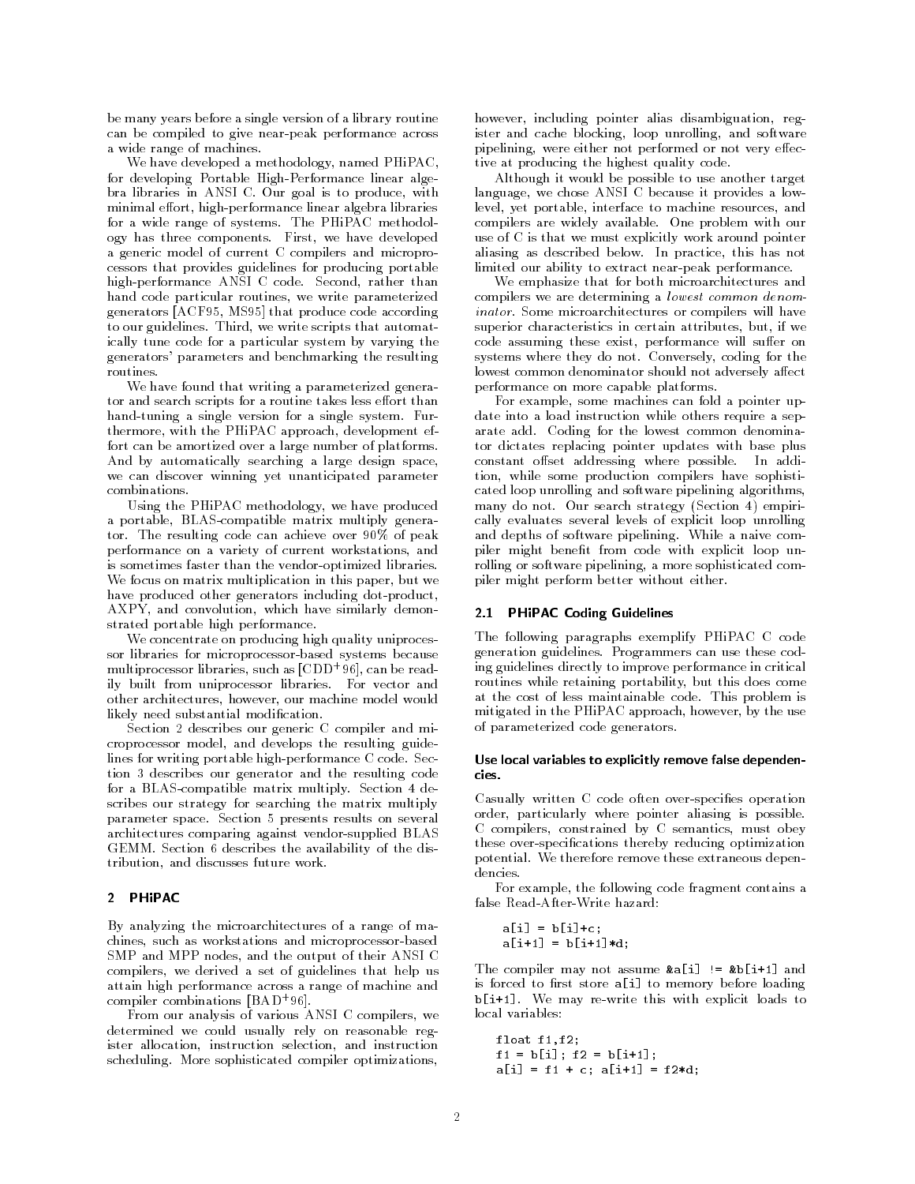be many years before a single version of a library routine can be compiled to give near-peak performance across a wide range of machines.

We have developed a methodology, named PHiPAC, for developing Portable High-Performance linear algebra libraries in ANSI C. Our goal is to produce, with minimal effort, high-performance linear algebra libraries for a wide range of systems. The PHiPAC methodology has three components. First, we have developed a generic model of current C compilers and microprocessors that provides guidelines for producing portable high-performance ANSI C code. Second, rather than hand code particular routines, we write parameterized generators [ACF95, MS95] that produce code according to our guidelines. Third, we write scripts that automatically tune code for a particular system by varying the generators' parameters and benchmarking the resulting routines.

We have found that writing a parameterized generator and search scripts for a routine takes less effort than hand-tuning a single version for a single system. Furthermore, with the PHiPAC approach, development effort can be amortized over a large number of platforms. And by automatically searching a large design space, we can discover winning yet unanticipated parameter combinations.

Using the PHiPAC methodology, we have produced a portable, BLAS-compatible matrix multiply generator. The resulting code can achieve over 90% of peak performance on a variety of current workstations, and is sometimes faster than the vendor-optimized libraries. We focus on matrix multiplication in this paper, but we have produced other generators including dot-product, AXPY, and convolution, which have similarly demonstrated portable high performance.

We concentrate on producing high quality uniprocessor libraries for microprocessor-based systems because multiprocessor libraries, such as [CDD+96], can be readily built from uniprocessor libraries. For vector and other architectures, however, our machine model would likely need substantial modification.

Section 2 describes our generic C compiler and microprocessor model, and develops the resulting guidelines for writing portable high-performance C code. Section 3 describes our generator and the resulting code for a BLAS-compatible matrix multiply. Section 4 describes our strategy for searching the matrix multiply parameter space. Section 5 presents results on several architectures comparing against vendor-supplied BLAS GEMM. Section 6 describes the availability of the distribution, and discusses future work.

## 2 PHiPAC

By analyzing the microarchitectures of a range of machines, such as workstations and microprocessor-based SMP and MPP nodes, and the output of their ANSI C compilers, we derived a set of guidelines that help us attain high performance across a range of machine and compiler combinations [BAD+96].

From our analysis of various ANSI C compilers, we determined we could usually rely on reasonable register allocation, instruction selection, and instruction scheduling. More sophisticated compiler optimizations, however, including pointer alias disambiguation, register and cache blocking, loop unrolling, and software pipelining, were either not performed or not very effective at producing the highest quality code.

Although it would be possible to use another target language, we chose ANSI C because it provides a low-level, yet portable, interface to machine resources, and compilers are widely available. One problem with our use of C is that we must explicitly work around pointer aliasing as described below. In practice, this has not limited our ability to extract near-peak performance.

We emphasize that for both microarchitectures and compilers we are determining a *lowest common denominator*. Some microarchitectures or compilers will have superior characteristics in certain attributes, but, if we code assuming these exist, performance will suffer on systems where they do not. Conversely, coding for the lowest common denominator should not adversely affect performance on more capable platforms.

For example, some machines can fold a pointer update into a load instruction while others require a separate add. Coding for the lowest common denominator dictates replacing pointer updates with base plus constant offset addressing where possible. In addition, while some production compilers have sophisticated loop unrolling and software pipelining algorithms, many do not. Our search strategy (Section 4) empirically evaluates several levels of explicit loop unrolling and depths of software pipelining. While a naive compiler might benefit from code with explicit loop unrolling or software pipelining, a more sophisticated compiler might perform better without either.

### 2.1 PHiPAC Coding Guidelines

The following paragraphs exemplify PHiPAC C code generation guidelines. Programmers can use these coding guidelines directly to improve performance in critical routines while retaining portability, but this does come at the cost of less maintainable code. This problem is mitigated in the PHiPAC approach, however, by the use of parameterized code generators.

#### Use local variables to explicitly remove false dependencies.

Casually written C code often over-specifies operation order, particularly where pointer aliasing is possible. C compilers, constrained by C semantics, must obey these over-specifications thereby reducing optimization potential. We therefore remove these extraneous dependencies.

For example, the following code fragment contains a false Read-After-Write hazard:

```
a[i] = b[i]+c;
a[i+1] = b[i+1]*d;
```

The compiler may not assume `&a[i] != &b[i+1]` and is forced to first store `a[i]` to memory before loading `b[i+1]`. We may re-write this with explicit loads to local variables:

```
float f1,f2;
f1 = b[i]; f2 = b[i+1];
a[i] = f1 + c; a[i+1] = f2*d;
```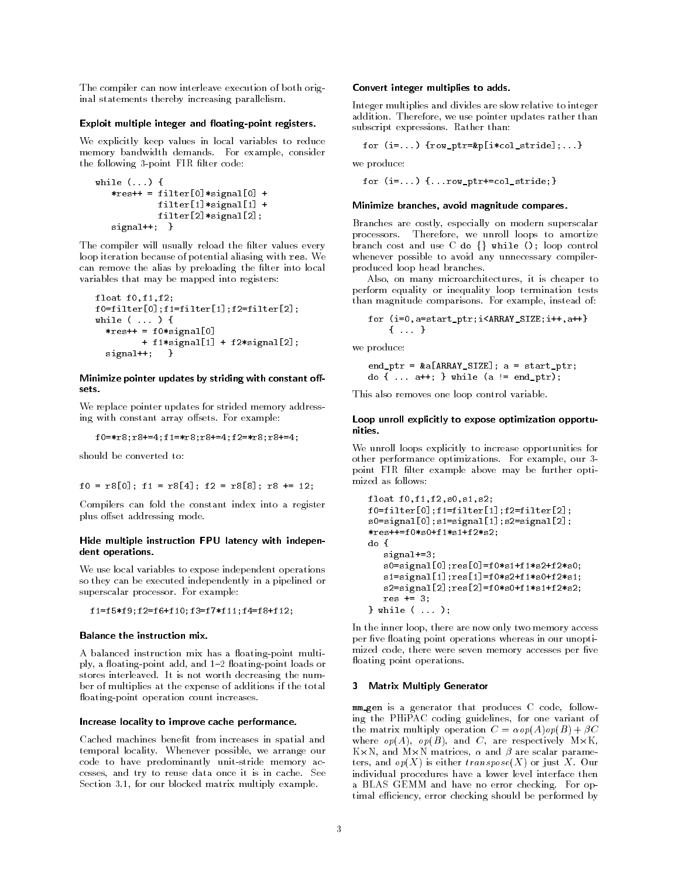The compiler can now interleave execution of both original statements thereby increasing parallelism.

### Exploit multiple integer and floating-point registers.

We explicitly keep values in local variables to reduce memory bandwidth demands. For example, consider the following 3-point FIR filter code:

```
while (...) {
   *res++ = filter[0]*signal[0] +
            filter[1]*signal[1] +
            filter[2]*signal[2];
   signal++;  }
```

The compiler will usually reload the filter values every loop iteration because of potential aliasing with `res`. We can remove the alias by preloading the filter into local variables that may be mapped into registers:

```
float f0,f1,f2;
f0=filter[0];f1=filter[1];f2=filter[2];
while ( ... ) {
  *res++ = f0*signal[0]
         + f1*signal[1] + f2*signal[2];
  signal++;   }
```

### Minimize pointer updates by striding with constant offsets.

We replace pointer updates for strided memory addressing with constant array offsets. For example:

```
f0=*r8;r8+=4;f1=*r8;r8+=4;f2=*r8;r8+=4;
```

should be converted to:

```
f0 = r8[0]; f1 = r8[4]; f2 = r8[8]; r8 += 12;
```

Compilers can fold the constant index into a register plus offset addressing mode.

### Hide multiple instruction FPU latency with independent operations.

We use local variables to expose independent operations so they can be executed independently in a pipelined or superscalar processor. For example:

```
f1=f5*f9;f2=f6+f10;f3=f7*f11;f4=f8+f12;
```

### Balance the instruction mix.

A balanced instruction mix has a floating-point multiply, a floating-point add, and 1–2 floating-point loads or stores interleaved. It is not worth decreasing the number of multiplies at the expense of additions if the total floating-point operation count increases.

### Increase locality to improve cache performance.

Cached machines benefit from increases in spatial and temporal locality. Whenever possible, we arrange our code to have predominantly unit-stride memory accesses, and try to reuse data once it is in cache. See Section 3.1, for our blocked matrix multiply example.

### Convert integer multiplies to adds.

Integer multiplies and divides are slow relative to integer addition. Therefore, we use pointer updates rather than subscript expressions. Rather than:

```
for (i=...) {row_ptr=&p[i*col_stride];...}
```

we produce:

```
for (i=...) {...row_ptr+=col_stride;}
```

### Minimize branches, avoid magnitude compares.

Branches are costly, especially on modern superscalar processors. Therefore, we unroll loops to amortize branch cost and use C `do {} while ();` loop control whenever possible to avoid any unnecessary compiler-produced loop head branches.

Also, on many microarchitectures, it is cheaper to perform equality or inequality loop termination tests than magnitude comparisons. For example, instead of:

```
for (i=0,a=start_ptr;i<ARRAY_SIZE;i++,a++}
    { ... }
```

we produce:

```
end_ptr = &a[ARRAY_SIZE]; a = start_ptr;
do { ... a++; } while (a != end_ptr);
```

This also removes one loop control variable.

### Loop unroll explicitly to expose optimization opportunities.

We unroll loops explicitly to increase opportunities for other performance optimizations. For example, our 3-point FIR filter example above may be further optimized as follows:

```
float f0,f1,f2,s0,s1,s2;
f0=filter[0];f1=filter[1];f2=filter[2];
s0=signal[0];s1=signal[1];s2=signal[2];
*res++=f0*s0+f1*s1+f2*s2;
do {
   signal+=3;
   s0=signal[0];res[0]=f0*s1+f1*s2+f2*s0;
   s1=signal[1];res[1]=f0*s2+f1*s0+f2*s1;
   s2=signal[2];res[2]=f0*s0+f1*s1+f2*s2;
   res += 3;
} while ( ... );
```

In the inner loop, there are now only two memory access per five floating point operations whereas in our unoptimized code, there were seven memory accesses per five floating point operations.

## 3 Matrix Multiply Generator

**mm_gen** is a generator that produces C code, following the PHiPAC coding guidelines, for one variant of the matrix multiply operation $C = \alpha\, op(A) op(B) + \beta C$ where $op(A)$, $op(B)$, and $C$, are respectively M×K, K×N, and M×N matrices, $\alpha$ and $\beta$ are scalar parameters, and $op(X)$ is either $transpose(X)$ or just $X$. Our individual procedures have a lower level interface then a BLAS GEMM and have no error checking. For optimal efficiency, error checking should be performed by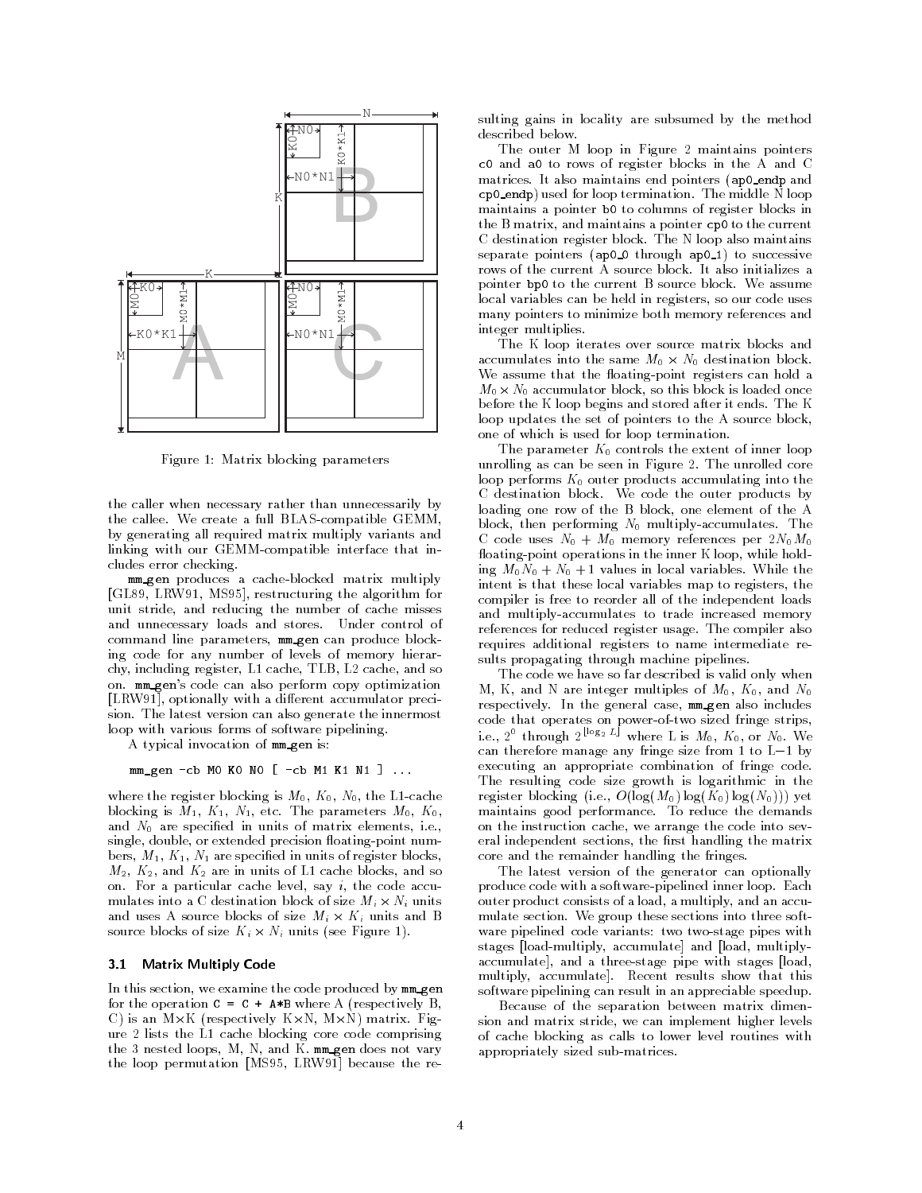N

N0

K0

K0*K1

N0*N1

K

B

K

K0

M0

M0*M1

K0*K1

M

A

N0

M0

M0*M1

N0*N1

C

Figure 1: Matrix blocking parameters

the caller when necessary rather than unnecessarily by the callee. We create a full BLAS-compatible GEMM, by generating all required matrix multiply variants and linking with our GEMM-compatible interface that includes error checking.

**mm_gen** produces a cache-blocked matrix multiply [GL89, LRW91, MS95], restructuring the algorithm for unit stride, and reducing the number of cache misses and unnecessary loads and stores. Under control of command line parameters, **mm_gen** can produce blocking code for any number of levels of memory hierarchy, including register, L1 cache, TLB, L2 cache, and so on. **mm_gen**'s code can also perform copy optimization [LRW91], optionally with a different accumulator precision. The latest version can also generate the innermost loop with various forms of software pipelining.

A typical invocation of **mm_gen** is:

```
mm_gen -cb M0 K0 N0 [ -cb M1 K1 N1 ] ...
```

where the register blocking is $M_0$, $K_0$, $N_0$, the L1-cache blocking is $M_1$, $K_1$, $N_1$, etc. The parameters $M_0$, $K_0$, and $N_0$ are specified in units of matrix elements, i.e., single, double, or extended precision floating-point numbers, $M_1$, $K_1$, $N_1$ are specified in units of register blocks, $M_2$, $K_2$, and $K_2$ are in units of L1 cache blocks, and so on. For a particular cache level, say $i$, the code accumulates into a C destination block of size $M_i \times N_i$ units and uses A source blocks of size $M_i \times K_i$ units and B source blocks of size $K_i \times N_i$ units (see Figure 1).

### 3.1 Matrix Multiply Code

In this section, we examine the code produced by **mm_gen** for the operation `C = C + A*B` where A (respectively B, C) is an M×K (respectively K×N, M×N) matrix. Figure 2 lists the L1 cache blocking core code comprising the 3 nested loops, M, N, and K. **mm_gen** does not vary the loop permutation [MS95, LRW91] because the resulting gains in locality are subsumed by the method described below.

The outer M loop in Figure 2 maintains pointers `c0` and `a0` to rows of register blocks in the A and C matrices. It also maintains end pointers (`ap0_endp` and `cp0_endp`) used for loop termination. The middle N loop maintains a pointer `b0` to columns of register blocks in the B matrix, and maintains a pointer `cp0` to the current C destination register block. The N loop also maintains separate pointers (`ap0_0` through `ap0_1`) to successive rows of the current A source block. It also initializes a pointer `bp0` to the current B source block. We assume local variables can be held in registers, so our code uses many pointers to minimize both memory references and integer multiplies.

The K loop iterates over source matrix blocks and accumulates into the same $M_0 \times N_0$ destination block. We assume that the floating-point registers can hold a $M_0 \times N_0$ accumulator block, so this block is loaded once before the K loop begins and stored after it ends. The K loop updates the set of pointers to the A source block, one of which is used for loop termination.

The parameter $K_0$ controls the extent of inner loop unrolling as can be seen in Figure 2. The unrolled core loop performs $K_0$ outer products accumulating into the C destination block. We code the outer products by loading one row of the B block, one element of the A block, then performing $N_0$ multiply-accumulates. The C code uses $N_0 + M_0$ memory references per $2N_0M_0$ floating-point operations in the inner K loop, while holding $M_0N_0 + N_0 + 1$ values in local variables. While the intent is that these local variables map to registers, the compiler is free to reorder all of the independent loads and multiply-accumulates to trade increased memory references for reduced register usage. The compiler also requires additional registers to name intermediate results propagating through machine pipelines.

The code we have so far described is valid only when M, K, and N are integer multiples of $M_0$, $K_0$, and $N_0$ respectively. In the general case, **mm_gen** also includes code that operates on power-of-two sized fringe strips, i.e., $2^0$ through $2^{\lfloor \log_2 L \rfloor}$ where L is $M_0$, $K_0$, or $N_0$. We can therefore manage any fringe size from 1 to L−1 by executing an appropriate combination of fringe code. The resulting code size growth is logarithmic in the register blocking (i.e., $O(\log(M_0)\log(K_0)\log(N_0))$) yet maintains good performance. To reduce the demands on the instruction cache, we arrange the code into several independent sections, the first handling the matrix core and the remainder handling the fringes.

The latest version of the generator can optionally produce code with a software-pipelined inner loop. Each outer product consists of a load, a multiply, and an accumulate section. We group these sections into three software pipelined code variants: two two-stage pipes with stages [load-multiply, accumulate] and [load, multiply-accumulate], and a three-stage pipe with stages [load, multiply, accumulate]. Recent results show that this software pipelining can result in an appreciable speedup.

Because of the separation between matrix dimension and matrix stride, we can implement higher levels of cache blocking as calls to lower level routines with appropriately sized sub-matrices.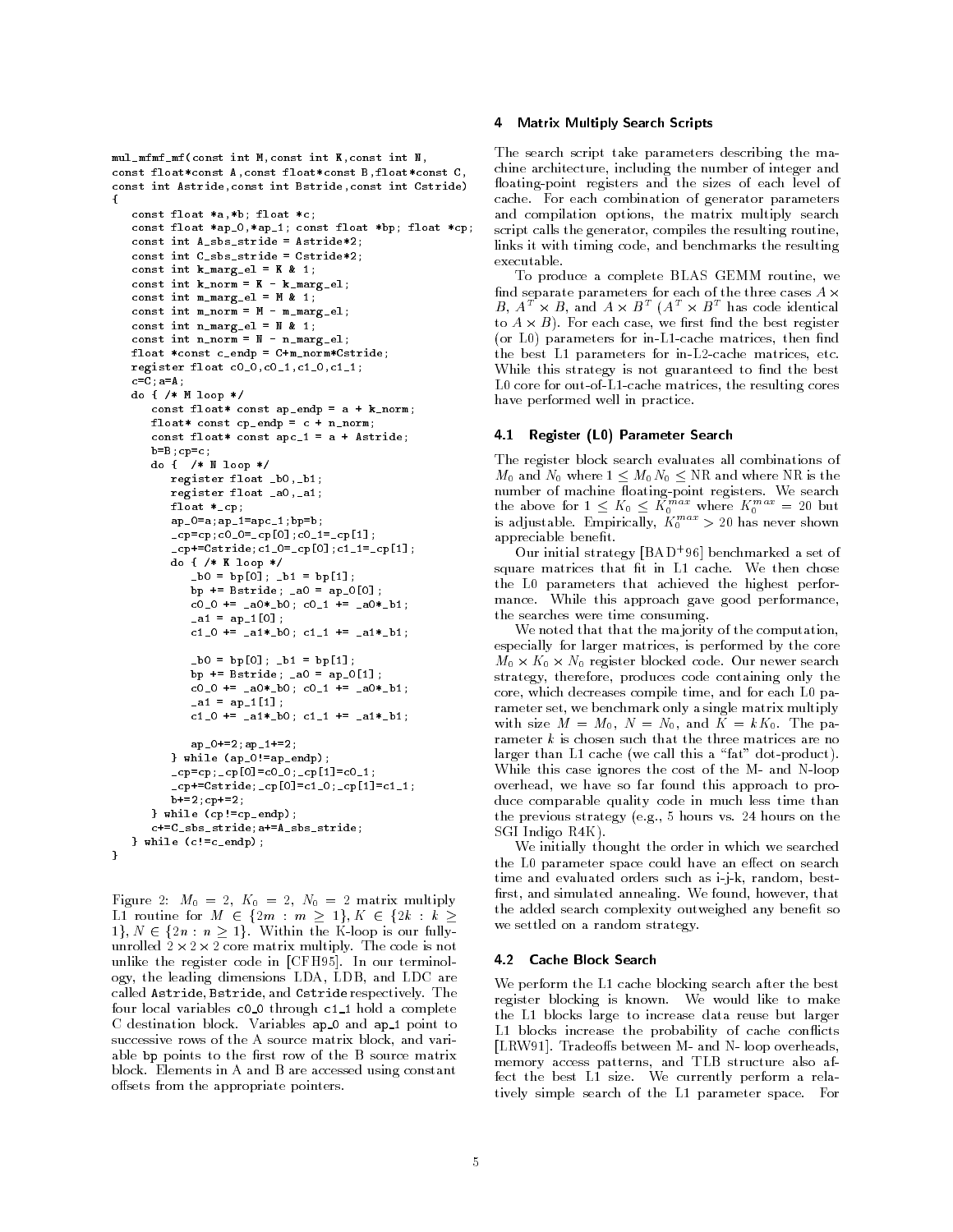```
mul_mfmf_mf(const int M,const int K,const int N,
const float*const A,const float*const B,float*const C,
const int Astride,const int Bstride,const int Cstride)
{
   const float *a,*b; float *c;
   const float *ap_0,*ap_1; const float *bp; float *cp;
   const int A_sbs_stride = Astride*2;
   const int C_sbs_stride = Cstride*2;
   const int k_marg_el = K & 1;
   const int k_norm = K - k_marg_el;
   const int m_marg_el = M & 1;
   const int m_norm = M - m_marg_el;
   const int n_marg_el = N & 1;
   const int n_norm = N - n_marg_el;
   float *const c_endp = C+m_norm*Cstride;
   register float c0_0,c0_1,c1_0,c1_1;
   c=C;a=A;
   do { /* M loop */
      const float* const ap_endp = a + k_norm;
      float* const cp_endp = c + n_norm;
      const float* const apc_1 = a + Astride;
      b=B;cp=c;
      do {  /* N loop */
         register float _b0,_b1;
         register float _a0,_a1;
         float *_cp;
         ap_0=a;ap_1=apc_1;bp=b;
         _cp=cp;c0_0=_cp[0];c0_1=_cp[1];
         _cp+=Cstride;c1_0=_cp[0];c1_1=_cp[1];
         do { /* K loop */
            _b0 = bp[0]; _b1 = bp[1];
            bp += Bstride; _a0 = ap_0[0];
            c0_0 += _a0*_b0; c0_1 += _a0*_b1;
            _a1 = ap_1[0];
            c1_0 += _a1*_b0; c1_1 += _a1*_b1;

            _b0 = bp[0]; _b1 = bp[1];
            bp += Bstride; _a0 = ap_0[1];
            c0_0 += _a0*_b0; c0_1 += _a0*_b1;
            _a1 = ap_1[1];
            c1_0 += _a1*_b0; c1_1 += _a1*_b1;

            ap_0+=2;ap_1+=2;
         } while (ap_0!=ap_endp);
         _cp=cp;_cp[0]=c0_0;_cp[1]=c0_1;
         _cp+=Cstride;_cp[0]=c1_0;_cp[1]=c1_1;
         b+=2;cp+=2;
      } while (cp!=cp_endp);
      c+=C_sbs_stride;a+=A_sbs_stride;
   } while (c!=c_endp);
}
```

Figure 2: $M_0 = 2$, $K_0 = 2$, $N_0 = 2$ matrix multiply L1 routine for $M \in \{2m : m \geq 1\}$, $K \in \{2k : k \geq 1\}$, $N \in \{2n : n \geq 1\}$. Within the K-loop is our fully-unrolled $2 \times 2 \times 2$ core matrix multiply. The code is not unlike the register code in [CFH95]. In our terminology, the leading dimensions LDA, LDB, and LDC are called `Astride`, `Bstride`, and `Cstride` respectively. The four local variables `c0_0` through `c1_1` hold a complete C destination block. Variables `ap_0` and `ap_1` point to successive rows of the A source matrix block, and variable `bp` points to the first row of the B source matrix block. Elements in A and B are accessed using constant offsets from the appropriate pointers.

## 4 Matrix Multiply Search Scripts

The search script take parameters describing the machine architecture, including the number of integer and floating-point registers and the sizes of each level of cache. For each combination of generator parameters and compilation options, the matrix multiply search script calls the generator, compiles the resulting routine, links it with timing code, and benchmarks the resulting executable.

To produce a complete BLAS GEMM routine, we find separate parameters for each of the three cases $A \times B$, $A^T \times B$, and $A \times B^T$ ($A^T \times B^T$ has code identical to $A \times B$). For each case, we first find the best register (or L0) parameters for in-L1-cache matrices, then find the best L1 parameters for in-L2-cache matrices, etc. While this strategy is not guaranteed to find the best L0 core for out-of-L1-cache matrices, the resulting cores have performed well in practice.

### 4.1 Register (L0) Parameter Search

The register block search evaluates all combinations of $M_0$ and $N_0$ where $1 \leq M_0 N_0 \leq \mathrm{NR}$ and where NR is the number of machine floating-point registers. We search the above for $1 \leq K_0 \leq K_0^{max}$ where $K_0^{max} = 20$ but is adjustable. Empirically, $K_0^{max} > 20$ has never shown appreciable benefit.

Our initial strategy [BAD+96] benchmarked a set of square matrices that fit in L1 cache. We then chose the L0 parameters that achieved the highest performance. While this approach gave good performance, the searches were time consuming.

We noted that that the majority of the computation, especially for larger matrices, is performed by the core $M_0 \times K_0 \times N_0$ register blocked code. Our newer search strategy, therefore, produces code containing only the core, which decreases compile time, and for each L0 parameter set, we benchmark only a single matrix multiply with size $M = M_0$, $N = N_0$, and $K = kK_0$. The parameter $k$ is chosen such that the three matrices are no larger than L1 cache (we call this a "fat" dot-product). While this case ignores the cost of the M- and N-loop overhead, we have so far found this approach to produce comparable quality code in much less time than the previous strategy (e.g., 5 hours vs. 24 hours on the SGI Indigo R4K).

We initially thought the order in which we searched the L0 parameter space could have an effect on search time and evaluated orders such as i-j-k, random, best-first, and simulated annealing. We found, however, that the added search complexity outweighed any benefit so we settled on a random strategy.

### 4.2 Cache Block Search

We perform the L1 cache blocking search after the best register blocking is known. We would like to make the L1 blocks large to increase data reuse but larger L1 blocks increase the probability of cache conflicts [LRW91]. Tradeoffs between M- and N- loop overheads, memory access patterns, and TLB structure also affect the best L1 size. We currently perform a relatively simple search of the L1 parameter space. For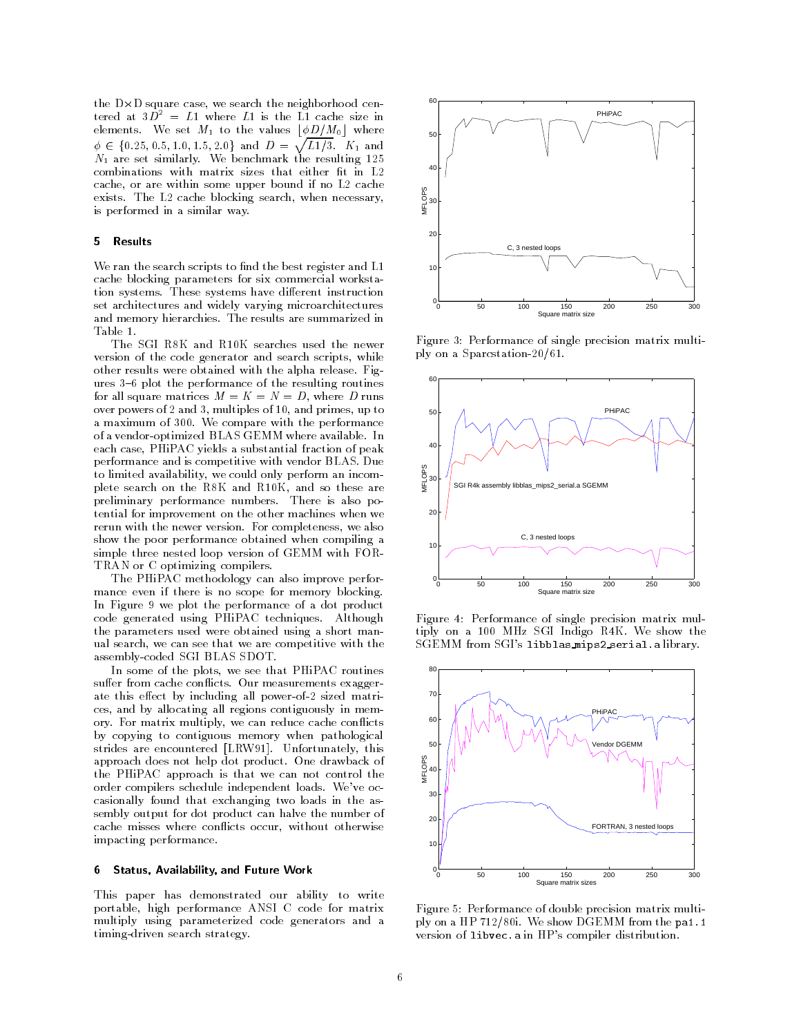the D×D square case, we search the neighborhood centered at $3D^2 = L1$ where $L1$ is the L1 cache size in elements. We set $M_1$ to the values $\lfloor \phi D/M_0 \rfloor$ where $\phi \in \{0.25, 0.5, 1.0, 1.5, 2.0\}$ and $D = \sqrt{L1/3}$. $K_1$ and $N_1$ are set similarly. We benchmark the resulting 125 combinations with matrix sizes that either fit in L2 cache, or are within some upper bound if no L2 cache exists. The L2 cache blocking search, when necessary, is performed in a similar way.

## 5 Results

We ran the search scripts to find the best register and L1 cache blocking parameters for six commercial workstation systems. These systems have different instruction set architectures and widely varying microarchitectures and memory hierarchies. The results are summarized in Table 1.

The SGI R8K and R10K searches used the newer version of the code generator and search scripts, while other results were obtained with the alpha release. Figures 3–6 plot the performance of the resulting routines for all square matrices $M = K = N = D$, where $D$ runs over powers of 2 and 3, multiples of 10, and primes, up to a maximum of 300. We compare with the performance of a vendor-optimized BLAS GEMM where available. In each case, PHiPAC yields a substantial fraction of peak performance and is competitive with vendor BLAS. Due to limited availability, we could only perform an incomplete search on the R8K and R10K, and so these are preliminary performance numbers. There is also potential for improvement on the other machines when we rerun with the newer version. For completeness, we also show the poor performance obtained when compiling a simple three nested loop version of GEMM with FORTRAN or C optimizing compilers.

The PHiPAC methodology can also improve performance even if there is no scope for memory blocking. In Figure 9 we plot the performance of a dot product code generated using PHiPAC techniques. Although the parameters used were obtained using a short manual search, we can see that we are competitive with the assembly-coded SGI BLAS SDOT.

In some of the plots, we see that PHiPAC routines suffer from cache conflicts. Our measurements exaggerate this effect by including all power-of-2 sized matrices, and by allocating all regions contiguously in memory. For matrix multiply, we can reduce cache conflicts by copying to contiguous memory when pathological strides are encountered [LRW91]. Unfortunately, this approach does not help dot product. One drawback of the PHiPAC approach is that we can not control the order compilers schedule independent loads. We've occasionally found that exchanging two loads in the assembly output for dot product can halve the number of cache misses where conflicts occur, without otherwise impacting performance.

## 6 Status, Availability, and Future Work

This paper has demonstrated our ability to write portable, high performance ANSI C code for matrix multiply using parameterized code generators and a timing-driven search strategy.

PHiPAC
C, 3 nested loops
MFLOPS
Square matrix size
0 50 100 150 200 250 300
0 10 20 30 40 50 60

Figure 3: Performance of single precision matrix multiply on a Sparcstation-20/61.

PHiPAC
SGI R4k assembly libblas_mips2_serial.a SGEMM
C, 3 nested loops
MFLOPS
Square matrix size
0 50 100 150 200 250 300
0 10 20 30 40 50 60

Figure 4: Performance of single precision matrix multiply on a 100 MHz SGI Indigo R4K. We show the SGEMM from SGI's `libblas_mips2_serial.a` library.

PHiPAC
Vendor DGEMM
FORTRAN, 3 nested loops
MFLOPS
Square matrix sizes
0 50 100 150 200 250 300
0 10 20 30 40 50 60 70 80

Figure 5: Performance of double precision matrix multiply on a HP 712/80i. We show DGEMM from the `pa1.1` version of `libvec.a` in HP's compiler distribution.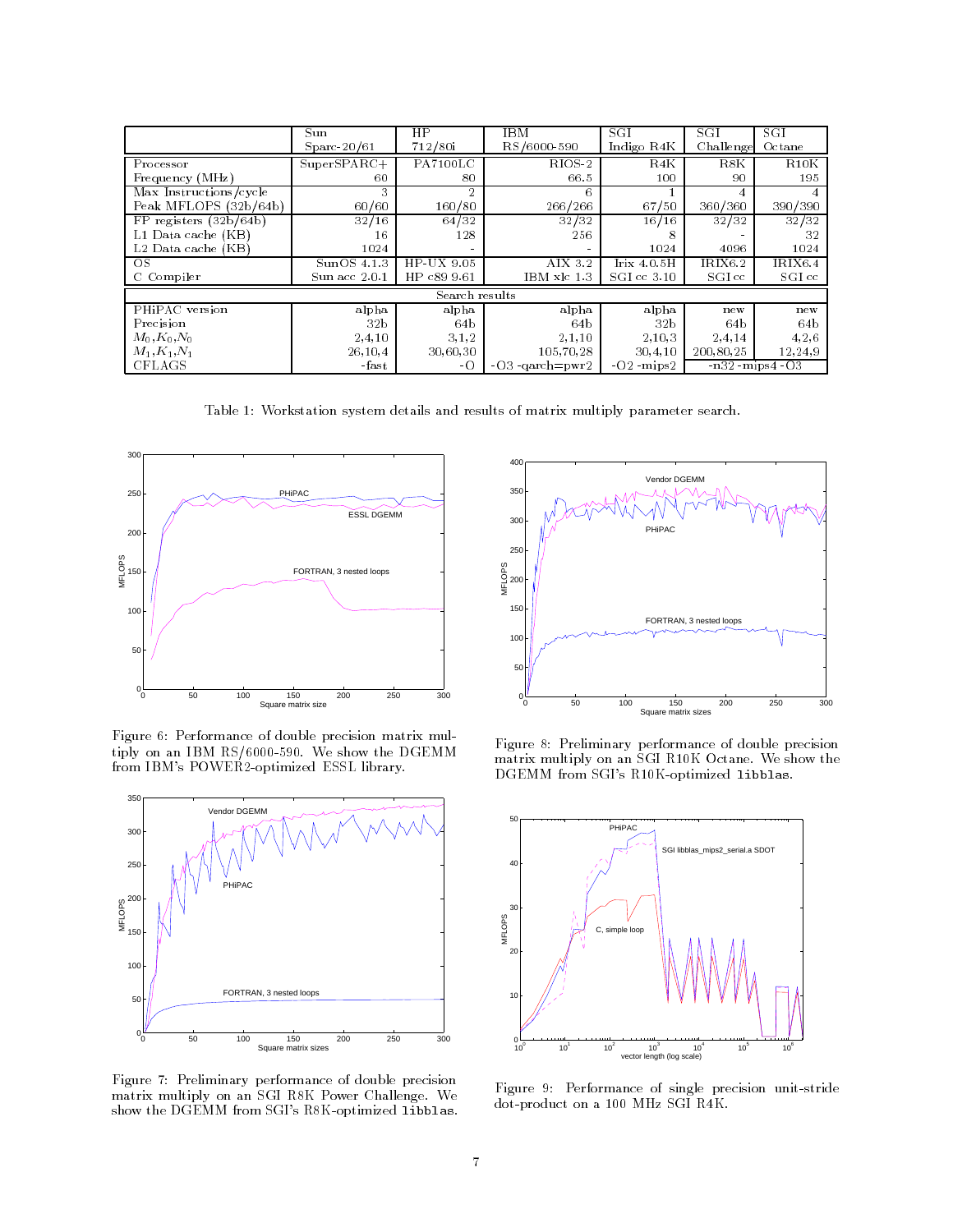| | Sun Sparc-20/61 | HP 712/80i | IBM RS/6000-590 | SGI Indigo R4K | SGI Challenge | SGI Octane |
|---|---|---|---|---|---|---|
| Processor | SuperSPARC+ | PA7100LC | RIOS-2 | R4K | R8K | R10K |
| Frequency (MHz) | 60 | 80 | 66.5 | 100 | 90 | 195 |
| Max Instructions/cycle | 3 | 2 | 6 | 1 | 4 | 4 |
| Peak MFLOPS (32b/64b) | 60/60 | 160/80 | 266/266 | 67/50 | 360/360 | 390/390 |
| FP registers (32b/64b) | 32/16 | 64/32 | 32/32 | 16/16 | 32/32 | 32/32 |
| L1 Data cache (KB) | 16 | 128 | 256 | 8 | - | 32 |
| L2 Data cache (KB) | 1024 | - | - | 1024 | 4096 | 1024 |
| OS | SunOS 4.1.3 | HP-UX 9.05 | AIX 3.2 | Irix 4.0.5H | IRIX6.2 | IRIX6.4 |
| C Compiler | Sun acc 2.0.1 | HP c89 9.61 | IBM xlc 1.3 | SGI cc 3.10 | SGI cc | SGI cc |
| Search results | | | | | | |
| PHiPAC version | alpha | alpha | alpha | alpha | new | new |
| Precision | 32b | 64b | 64b | 32b | 64b | 64b |
| $M_0$,$K_0$,$N_0$ | 2,4,10 | 3,1,2 | 2,1,10 | 2,10,3 | 2,4,14 | 4,2,6 |
| $M_1$,$K_1$,$N_1$ | 26,10,4 | 30,60,30 | 105,70,28 | 30,4,10 | 200,80,25 | 12,24,9 |
| CFLAGS | -fast | -O | -O3 -qarch=pwr2 | -O2 -mips2 | -n32 -mips4 -O3 | |

Table 1: Workstation system details and results of matrix multiply parameter search.

PHiPAC
ESSL DGEMM
FORTRAN, 3 nested loops
MFLOPS
Square matrix size

Figure 6: Performance of double precision matrix multiply on an IBM RS/6000-590. We show the DGEMM from IBM's POWER2-optimized ESSL library.

Vendor DGEMM
PHiPAC
FORTRAN, 3 nested loops
MFLOPS
Square matrix sizes

Figure 7: Preliminary performance of double precision matrix multiply on an SGI R8K Power Challenge. We show the DGEMM from SGI's R8K-optimized `libblas`.

Vendor DGEMM
PHiPAC
FORTRAN, 3 nested loops
MFLOPS
Square matrix sizes

Figure 8: Preliminary performance of double precision matrix multiply on an SGI R10K Octane. We show the DGEMM from SGI's R10K-optimized `libblas`.

PHiPAC
SGI libblas_mips2_serial.a SDOT
C, simple loop
MFLOPS
vector length (log scale)

Figure 9: Performance of single precision unit-stride dot-product on a 100 MHz SGI R4K.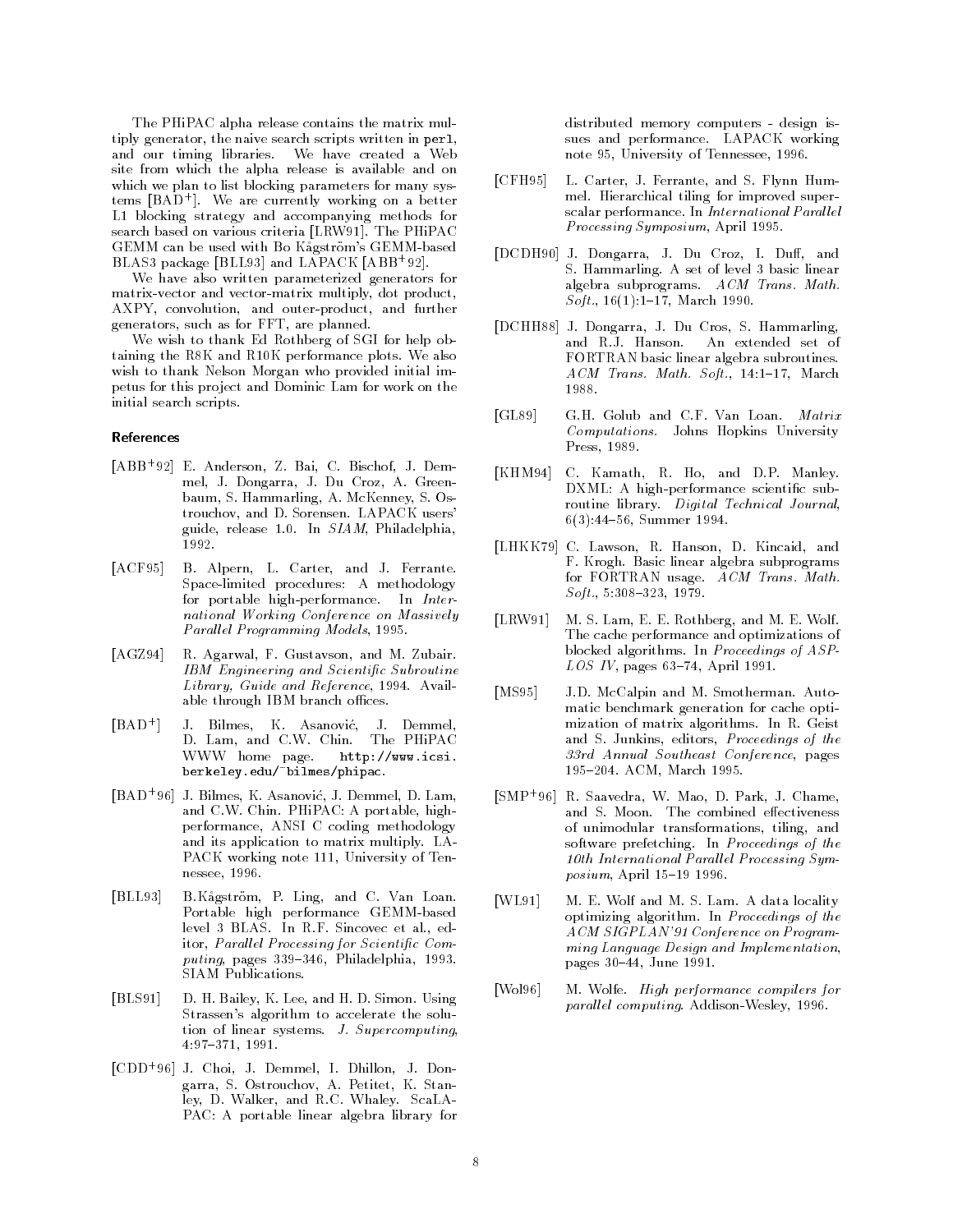The PHiPAC alpha release contains the matrix multiply generator, the naive search scripts written in `perl`, and our timing libraries. We have created a Web site from which the alpha release is available and on which we plan to list blocking parameters for many systems [BAD+]. We are currently working on a better L1 blocking strategy and accompanying methods for search based on various criteria [LRW91]. The PHiPAC GEMM can be used with Bo Kågström's GEMM-based BLAS3 package [BLL93] and LAPACK [ABB+92].

We have also written parameterized generators for matrix-vector and vector-matrix multiply, dot product, AXPY, convolution, and outer-product, and further generators, such as for FFT, are planned.

We wish to thank Ed Rothberg of SGI for help obtaining the R8K and R10K performance plots. We also wish to thank Nelson Morgan who provided initial impetus for this project and Dominic Lam for work on the initial search scripts.

## References

[ABB+92] E. Anderson, Z. Bai, C. Bischof, J. Demmel, J. Dongarra, J. Du Croz, A. Greenbaum, S. Hammarling, A. McKenney, S. Ostrouchov, and D. Sorensen. LAPACK users' guide, release 1.0. In *SIAM*, Philadelphia, 1992.

[ACF95] B. Alpern, L. Carter, and J. Ferrante. Space-limited procedures: A methodology for portable high-performance. In *International Working Conference on Massively Parallel Programming Models*, 1995.

[AGZ94] R. Agarwal, F. Gustavson, and M. Zubair. *IBM Engineering and Scientific Subroutine Library, Guide and Reference*, 1994. Available through IBM branch offices.

[BAD+] J. Bilmes, K. Asanović, J. Demmel, D. Lam, and C.W. Chin. The PHiPAC WWW home page. `http://www.icsi.berkeley.edu/~bilmes/phipac`.

[BAD+96] J. Bilmes, K. Asanović, J. Demmel, D. Lam, and C.W. Chin. PHiPAC: A portable, high-performance, ANSI C coding methodology and its application to matrix multiply. LAPACK working note 111, University of Tennessee, 1996.

[BLL93] B.Kågström, P. Ling, and C. Van Loan. Portable high performance GEMM-based level 3 BLAS. In R.F. Sincovec et al., editor, *Parallel Processing for Scientific Computing*, pages 339–346, Philadelphia, 1993. SIAM Publications.

[BLS91] D. H. Bailey, K. Lee, and H. D. Simon. Using Strassen's algorithm to accelerate the solution of linear systems. *J. Supercomputing*, 4:97–371, 1991.

[CDD+96] J. Choi, J. Demmel, I. Dhillon, J. Dongarra, S. Ostrouchov, A. Petitet, K. Stanley, D. Walker, and R.C. Whaley. ScaLAPAC: A portable linear algebra library for distributed memory computers - design issues and performance. LAPACK working note 95, University of Tennessee, 1996.

[CFH95] L. Carter, J. Ferrante, and S. Flynn Hummel. Hierarchical tiling for improved superscalar performance. In *International Parallel Processing Symposium*, April 1995.

[DCDH90] J. Dongarra, J. Du Croz, I. Duff, and S. Hammarling. A set of level 3 basic linear algebra subprograms. *ACM Trans. Math. Soft.*, 16(1):1–17, March 1990.

[DCHH88] J. Dongarra, J. Du Cros, S. Hammarling, and R.J. Hanson. An extended set of FORTRAN basic linear algebra subroutines. *ACM Trans. Math. Soft.*, 14:1–17, March 1988.

[GL89] G.H. Golub and C.F. Van Loan. *Matrix Computations.* Johns Hopkins University Press, 1989.

[KHM94] C. Kamath, R. Ho, and D.P. Manley. DXML: A high-performance scientific subroutine library. *Digital Technical Journal*, 6(3):44–56, Summer 1994.

[LHKK79] C. Lawson, R. Hanson, D. Kincaid, and F. Krogh. Basic linear algebra subprograms for FORTRAN usage. *ACM Trans. Math. Soft.*, 5:308–323, 1979.

[LRW91] M. S. Lam, E. E. Rothberg, and M. E. Wolf. The cache performance and optimizations of blocked algorithms. In *Proceedings of ASPLOS IV*, pages 63–74, April 1991.

[MS95] J.D. McCalpin and M. Smotherman. Automatic benchmark generation for cache optimization of matrix algorithms. In R. Geist and S. Junkins, editors, *Proceedings of the 33rd Annual Southeast Conference*, pages 195–204. ACM, March 1995.

[SMP+96] R. Saavedra, W. Mao, D. Park, J. Chame, and S. Moon. The combined effectiveness of unimodular transformations, tiling, and software prefetching. In *Proceedings of the 10th International Parallel Processing Symposium*, April 15–19 1996.

[WL91] M. E. Wolf and M. S. Lam. A data locality optimizing algorithm. In *Proceedings of the ACM SIGPLAN'91 Conference on Programming Language Design and Implementation*, pages 30–44, June 1991.

[Wol96] M. Wolfe. *High performance compilers for parallel computing*. Addison-Wesley, 1996.